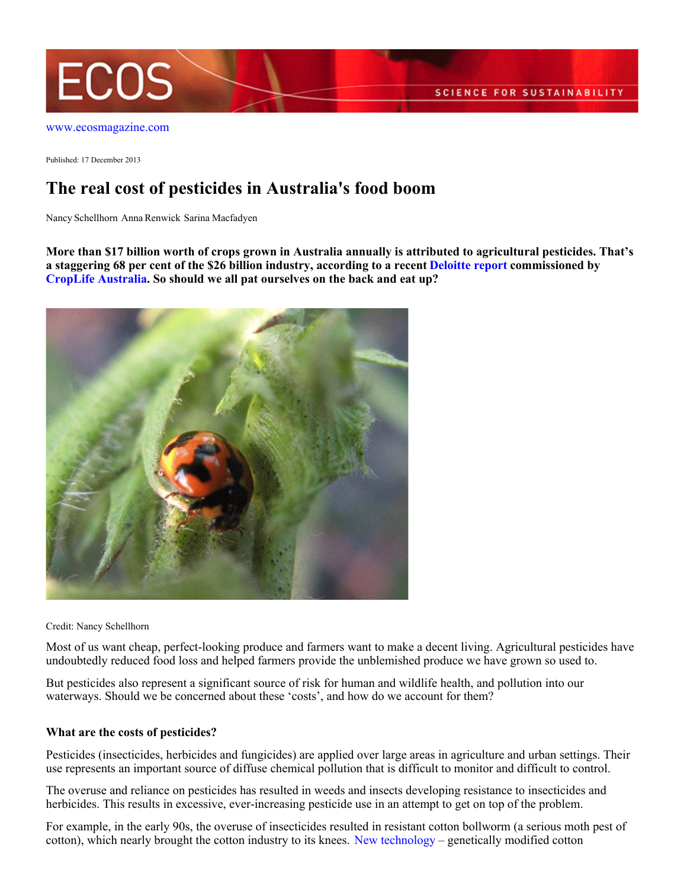www.ecosmagazine.com

Published: 17 December 2013

# The real cost of pesticides in Australia's food boom

Nancy Schellhorn Anna Renwick Sarina Macfadyen

**More than $17 billion worth of crops grown in Australia annually is attributed to agricultural pesticides. That's a staggering 68 per cent of the $26 billion industry, according to a recent Deloitte report commissioned by CropLife Australia. So should we all pat ourselves on the back and eat up?**

Credit: Nancy Schellhorn

Most of us want cheap, perfect-looking produce and farmers want to make a decent living. Agricultural pesticides have undoubtedly reduced food loss and helped farmers provide the unblemished produce we have grown so used to.

But pesticides also represent a significant source of risk for human and wildlife health, and pollution into our waterways. Should we be concerned about these 'costs', and how do we account for them?

### What are the costs of pesticides?

Pesticides (insecticides, herbicides and fungicides) are applied over large areas in agriculture and urban settings. Their use represents an important source of diffuse chemical pollution that is difficult to monitor and difficult to control.

The overuse and reliance on pesticides has resulted in weeds and insects developing resistance to insecticides and herbicides. This results in excessive, ever-increasing pesticide use in an attempt to get on top of the problem.

For example, in the early 90s, the overuse of insecticides resulted in resistant cotton bollworm (a serious moth pest of cotton), which nearly brought the cotton industry to its knees. New technology – genetically modified cotton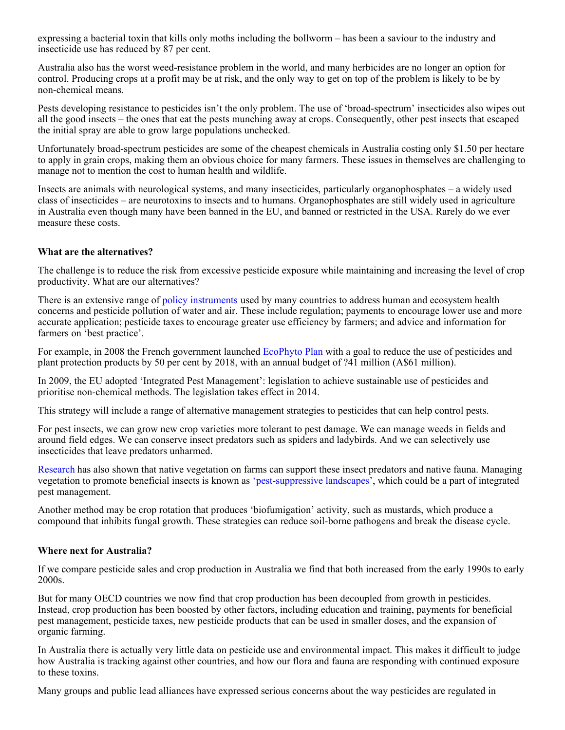expressing a bacterial toxin that kills only moths including the bollworm – has been a saviour to the industry and insecticide use has reduced by 87 per cent.

Australia also has the worst weed-resistance problem in the world, and many herbicides are no longer an option for control. Producing crops at a profit may be at risk, and the only way to get on top of the problem is likely to be by non-chemical means.

Pests developing resistance to pesticides isn't the only problem. The use of 'broad-spectrum' insecticides also wipes out all the good insects – the ones that eat the pests munching away at crops. Consequently, other pest insects that escaped the initial spray are able to grow large populations unchecked.

Unfortunately broad-spectrum pesticides are some of the cheapest chemicals in Australia costing only $1.50 per hectare to apply in grain crops, making them an obvious choice for many farmers. These issues in themselves are challenging to manage not to mention the cost to human health and wildlife.

Insects are animals with neurological systems, and many insecticides, particularly organophosphates – a widely used class of insecticides – are neurotoxins to insects and to humans. Organophosphates are still widely used in agriculture in Australia even though many have been banned in the EU, and banned or restricted in the USA. Rarely do we ever measure these costs.

### What are the alternatives?

The challenge is to reduce the risk from excessive pesticide exposure while maintaining and increasing the level of crop productivity. What are our alternatives?

There is an extensive range of policy instruments used by many countries to address human and ecosystem health concerns and pesticide pollution of water and air. These include regulation; payments to encourage lower use and more accurate application; pesticide taxes to encourage greater use efficiency by farmers; and advice and information for farmers on 'best practice'.

For example, in 2008 the French government launched EcoPhyto Plan with a goal to reduce the use of pesticides and plant protection products by 50 per cent by 2018, with an annual budget of ?41 million (A$61 million).

In 2009, the EU adopted 'Integrated Pest Management': legislation to achieve sustainable use of pesticides and prioritise non-chemical methods. The legislation takes effect in 2014.

This strategy will include a range of alternative management strategies to pesticides that can help control pests.

For pest insects, we can grow new crop varieties more tolerant to pest damage. We can manage weeds in fields and around field edges. We can conserve insect predators such as spiders and ladybirds. And we can selectively use insecticides that leave predators unharmed.

Research has also shown that native vegetation on farms can support these insect predators and native fauna. Managing vegetation to promote beneficial insects is known as 'pest-suppressive landscapes', which could be a part of integrated pest management.

Another method may be crop rotation that produces 'biofumigation' activity, such as mustards, which produce a compound that inhibits fungal growth. These strategies can reduce soil-borne pathogens and break the disease cycle.

### Where next for Australia?

If we compare pesticide sales and crop production in Australia we find that both increased from the early 1990s to early 2000s.

But for many OECD countries we now find that crop production has been decoupled from growth in pesticides. Instead, crop production has been boosted by other factors, including education and training, payments for beneficial pest management, pesticide taxes, new pesticide products that can be used in smaller doses, and the expansion of organic farming.

In Australia there is actually very little data on pesticide use and environmental impact. This makes it difficult to judge how Australia is tracking against other countries, and how our flora and fauna are responding with continued exposure to these toxins.

Many groups and public lead alliances have expressed serious concerns about the way pesticides are regulated in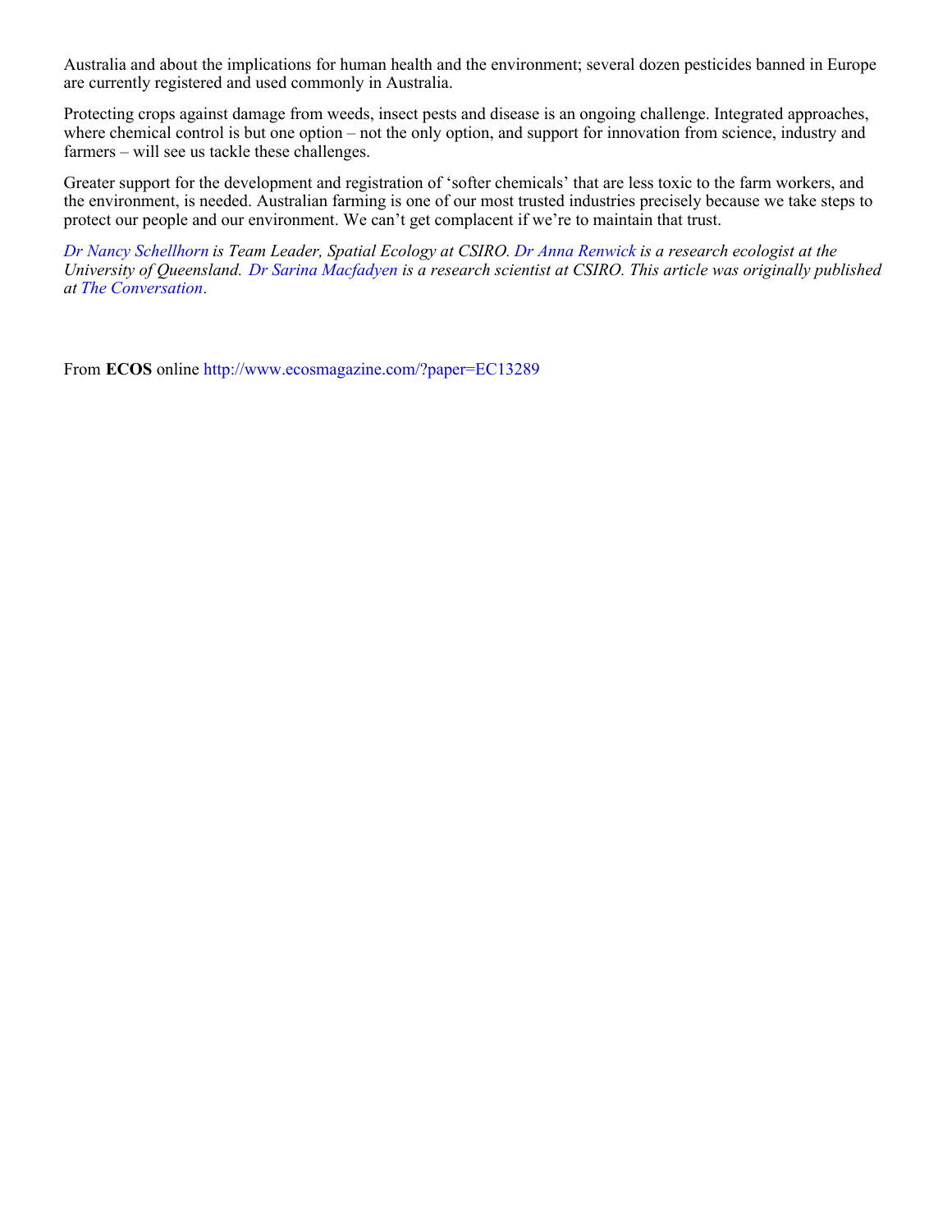Australia and about the implications for human health and the environment; several dozen pesticides banned in Europe are currently registered and used commonly in Australia.

Protecting crops against damage from weeds, insect pests and disease is an ongoing challenge. Integrated approaches, where chemical control is but one option – not the only option, and support for innovation from science, industry and farmers – will see us tackle these challenges.

Greater support for the development and registration of 'softer chemicals' that are less toxic to the farm workers, and the environment, is needed. Australian farming is one of our most trusted industries precisely because we take steps to protect our people and our environment. We can't get complacent if we're to maintain that trust.

*Dr Nancy Schellhorn is Team Leader, Spatial Ecology at CSIRO. Dr Anna Renwick is a research ecologist at the University of Queensland. Dr Sarina Macfadyen is a research scientist at CSIRO. This article was originally published at The Conversation.*

From **ECOS** online http://www.ecosmagazine.com/?paper=EC13289